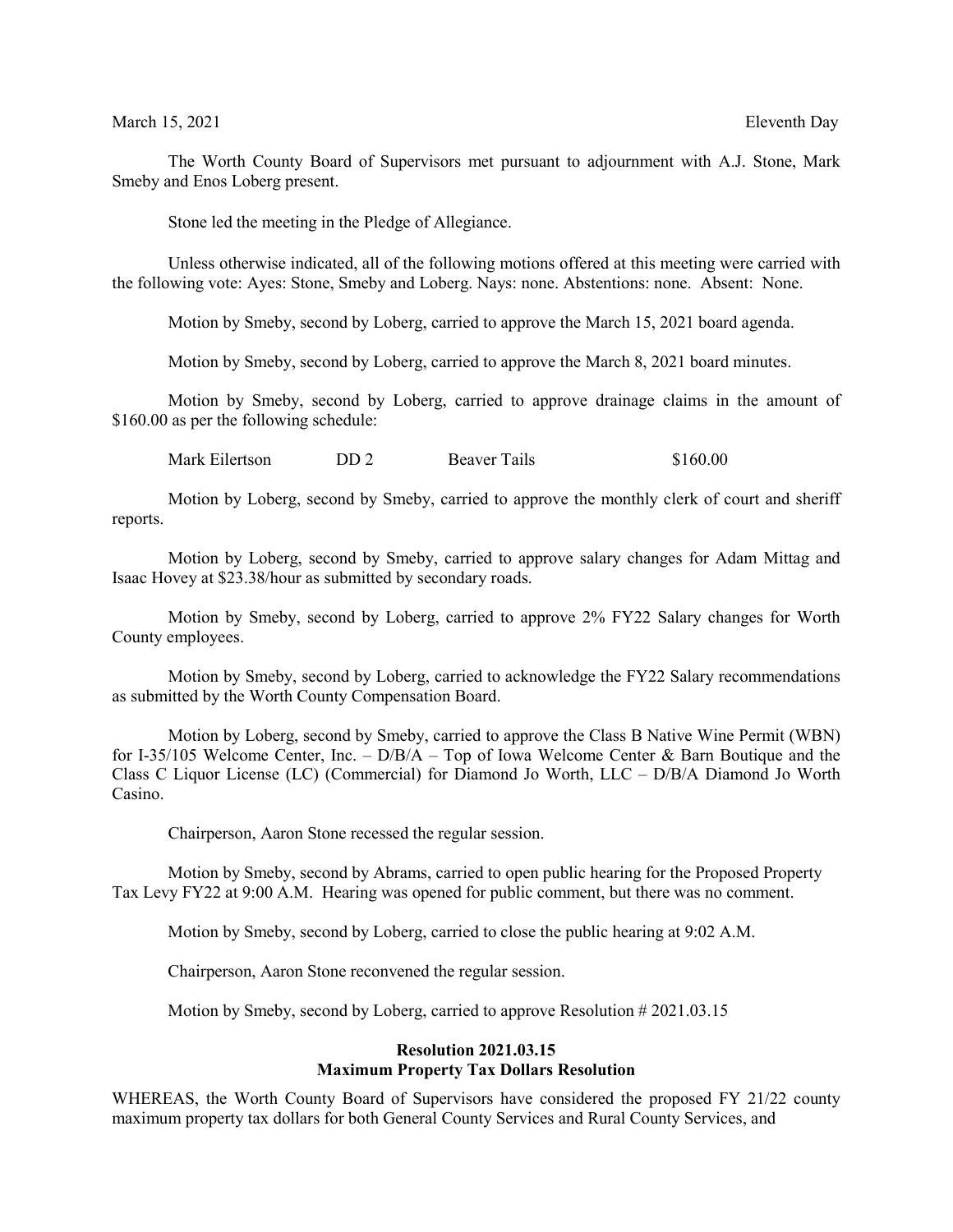March 15, 2021 Eleventh Day

The Worth County Board of Supervisors met pursuant to adjournment with A.J. Stone, Mark Smeby and Enos Loberg present.

Stone led the meeting in the Pledge of Allegiance.

Unless otherwise indicated, all of the following motions offered at this meeting were carried with the following vote: Ayes: Stone, Smeby and Loberg. Nays: none. Abstentions: none. Absent: None.

Motion by Smeby, second by Loberg, carried to approve the March 15, 2021 board agenda.

Motion by Smeby, second by Loberg, carried to approve the March 8, 2021 board minutes.

Motion by Smeby, second by Loberg, carried to approve drainage claims in the amount of $160.00 as per the following schedule:

| | | | |
|---|---|---|---|
| Mark Eilertson | DD 2 | Beaver Tails | $160.00 |

Motion by Loberg, second by Smeby, carried to approve the monthly clerk of court and sheriff reports.

Motion by Loberg, second by Smeby, carried to approve salary changes for Adam Mittag and Isaac Hovey at $23.38/hour as submitted by secondary roads.

Motion by Smeby, second by Loberg, carried to approve 2% FY22 Salary changes for Worth County employees.

Motion by Smeby, second by Loberg, carried to acknowledge the FY22 Salary recommendations as submitted by the Worth County Compensation Board.

Motion by Loberg, second by Smeby, carried to approve the Class B Native Wine Permit (WBN) for I-35/105 Welcome Center, Inc. – D/B/A – Top of Iowa Welcome Center & Barn Boutique and the Class C Liquor License (LC) (Commercial) for Diamond Jo Worth, LLC – D/B/A Diamond Jo Worth Casino.

Chairperson, Aaron Stone recessed the regular session.

Motion by Smeby, second by Abrams, carried to open public hearing for the Proposed Property Tax Levy FY22 at 9:00 A.M. Hearing was opened for public comment, but there was no comment.

Motion by Smeby, second by Loberg, carried to close the public hearing at 9:02 A.M.

Chairperson, Aaron Stone reconvened the regular session.

Motion by Smeby, second by Loberg, carried to approve Resolution # 2021.03.15

**Resolution 2021.03.15**
**Maximum Property Tax Dollars Resolution**

WHEREAS, the Worth County Board of Supervisors have considered the proposed FY 21/22 county maximum property tax dollars for both General County Services and Rural County Services, and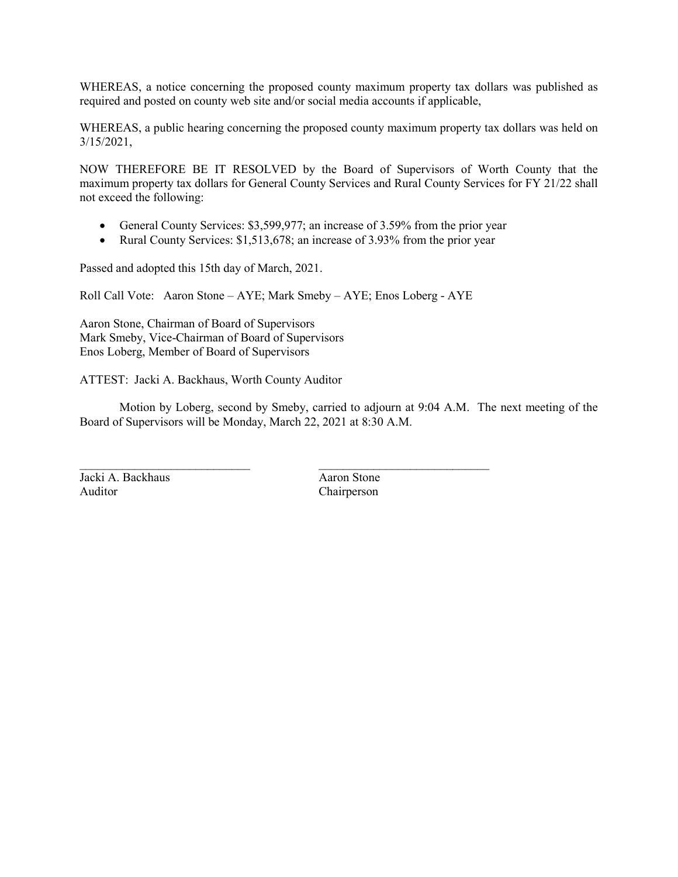WHEREAS, a notice concerning the proposed county maximum property tax dollars was published as required and posted on county web site and/or social media accounts if applicable,

WHEREAS, a public hearing concerning the proposed county maximum property tax dollars was held on 3/15/2021,

NOW THEREFORE BE IT RESOLVED by the Board of Supervisors of Worth County that the maximum property tax dollars for General County Services and Rural County Services for FY 21/22 shall not exceed the following:

- General County Services: $3,599,977; an increase of 3.59% from the prior year
- Rural County Services: $1,513,678; an increase of 3.93% from the prior year

Passed and adopted this 15th day of March, 2021.

Roll Call Vote: Aaron Stone – AYE; Mark Smeby – AYE; Enos Loberg - AYE

Aaron Stone, Chairman of Board of Supervisors
Mark Smeby, Vice-Chairman of Board of Supervisors
Enos Loberg, Member of Board of Supervisors

ATTEST: Jacki A. Backhaus, Worth County Auditor

Motion by Loberg, second by Smeby, carried to adjourn at 9:04 A.M. The next meeting of the Board of Supervisors will be Monday, March 22, 2021 at 8:30 A.M.

| | |
|---|---|
| \_\_\_\_\_\_\_\_\_\_\_\_\_\_\_\_\_\_\_\_\_\_\_\_\_\_\_\_ | \_\_\_\_\_\_\_\_\_\_\_\_\_\_\_\_\_\_\_\_\_\_\_\_\_\_\_\_ |
| Jacki A. Backhaus | Aaron Stone |
| Auditor | Chairperson |